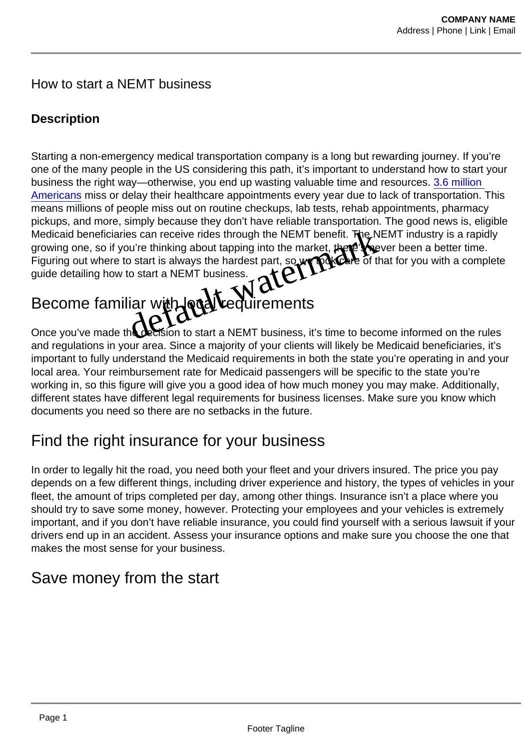How to start a NEMT business

**Description**

Starting a non-emergency medical transportation company is a long but rewarding journey. If you're one of the many people in the US considering this path, it's important to understand how to start your business the right way—otherwise, you end up wasting valuable time and resources. [3.6 million Americans] miss or delay their healthcare appointments every year due to lack of transportation. This means millions of people miss out on routine checkups, lab tests, rehab appointments, pharmacy pickups, and more, simply because they don't have reliable transportation. The good news is, eligible Medicaid beneficiaries can receive rides through the NEMT benefit. The NEMT industry is a rapidly growing one, so if you're thinking about tapping into the market, there's never been a better time. Figuring out where to start is always the hardest part, so we took care of that for you with a complete guide detailing how to start a NEMT business.

## Become familiar with local requirements

Once you've made the decision to start a NEMT business, it's time to become informed on the rules and regulations in your area. Since a majority of your clients will likely be Medicaid beneficiaries, it's important to fully understand the Medicaid requirements in both the state you're operating in and your local area. Your reimbursement rate for Medicaid passengers will be specific to the state you're working in, so this figure will give you a good idea of how much money you may make. Additionally, different states have different legal requirements for business licenses. Make sure you know which documents you need so there are no setbacks in the future.

## Find the right insurance for your business

In order to legally hit the road, you need both your fleet and your drivers insured. The price you pay depends on a few different things, including driver experience and history, the types of vehicles in your fleet, the amount of trips completed per day, among other things. Insurance isn't a place where you should try to save some money, however. Protecting your employees and your vehicles is extremely important, and if you don't have reliable insurance, you could find yourself with a serious lawsuit if your drivers end up in an accident. Assess your insurance options and make sure you choose the one that makes the most sense for your business.

## Save money from the start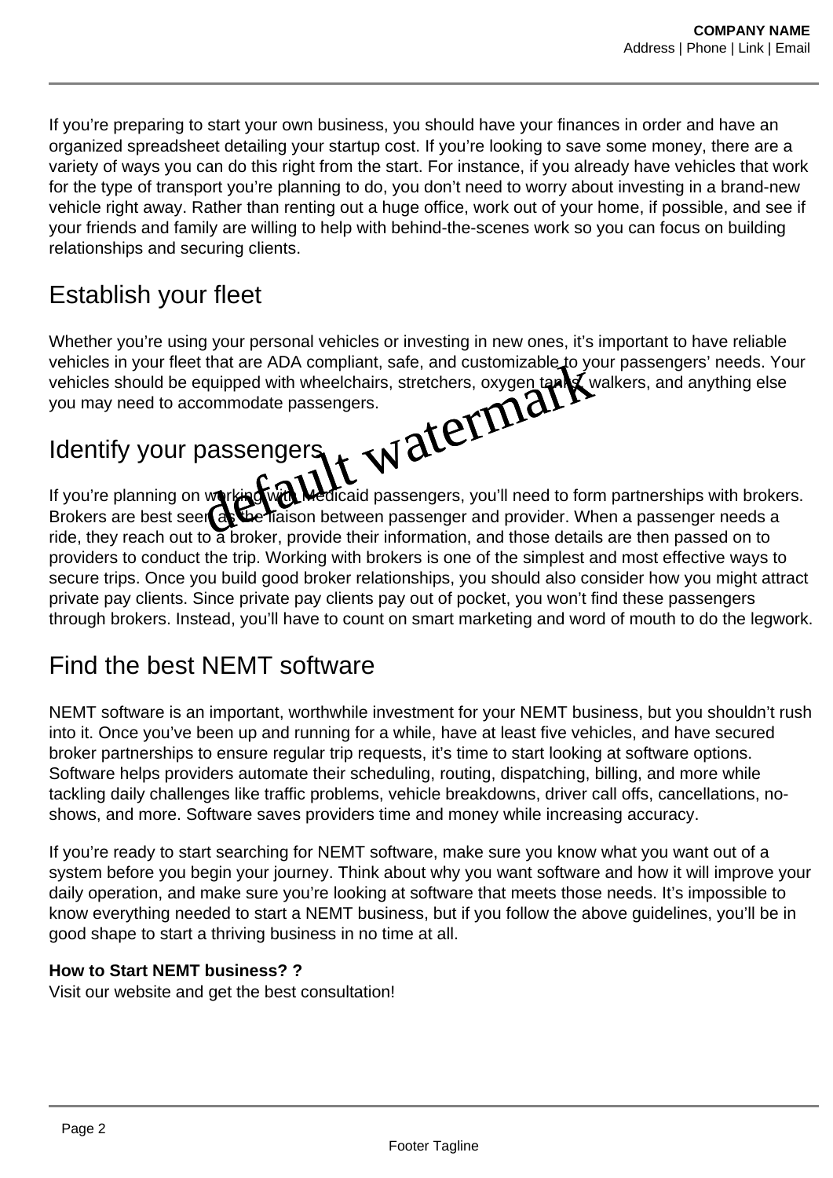If you're preparing to start your own business, you should have your finances in order and have an organized spreadsheet detailing your startup cost. If you're looking to save some money, there are a variety of ways you can do this right from the start. For instance, if you already have vehicles that work for the type of transport you're planning to do, you don't need to worry about investing in a brand-new vehicle right away. Rather than renting out a huge office, work out of your home, if possible, and see if your friends and family are willing to help with behind-the-scenes work so you can focus on building relationships and securing clients.

## Establish your fleet

Whether you're using your personal vehicles or investing in new ones, it's important to have reliable vehicles in your fleet that are ADA compliant, safe, and customizable to your passengers' needs. Your vehicles should be equipped with wheelchairs, stretchers, oxygen tanks, walkers, and anything else you may need to accommodate passengers.

## Identify your passengers

If you're planning on working with Medicaid passengers, you'll need to form partnerships with brokers. Brokers are best seen as the liaison between passenger and provider. When a passenger needs a ride, they reach out to a broker, provide their information, and those details are then passed on to providers to conduct the trip. Working with brokers is one of the simplest and most effective ways to secure trips. Once you build good broker relationships, you should also consider how you might attract private pay clients. Since private pay clients pay out of pocket, you won't find these passengers through brokers. Instead, you'll have to count on smart marketing and word of mouth to do the legwork.

## Find the best NEMT software

NEMT software is an important, worthwhile investment for your NEMT business, but you shouldn't rush into it. Once you've been up and running for a while, have at least five vehicles, and have secured broker partnerships to ensure regular trip requests, it's time to start looking at software options. Software helps providers automate their scheduling, routing, dispatching, billing, and more while tackling daily challenges like traffic problems, vehicle breakdowns, driver call offs, cancellations, no-shows, and more. Software saves providers time and money while increasing accuracy.

If you're ready to start searching for NEMT software, make sure you know what you want out of a system before you begin your journey. Think about why you want software and how it will improve your daily operation, and make sure you're looking at software that meets those needs. It's impossible to know everything needed to start a NEMT business, but if you follow the above guidelines, you'll be in good shape to start a thriving business in no time at all.

**How to Start NEMT business? ?**
Visit our website and get the best consultation!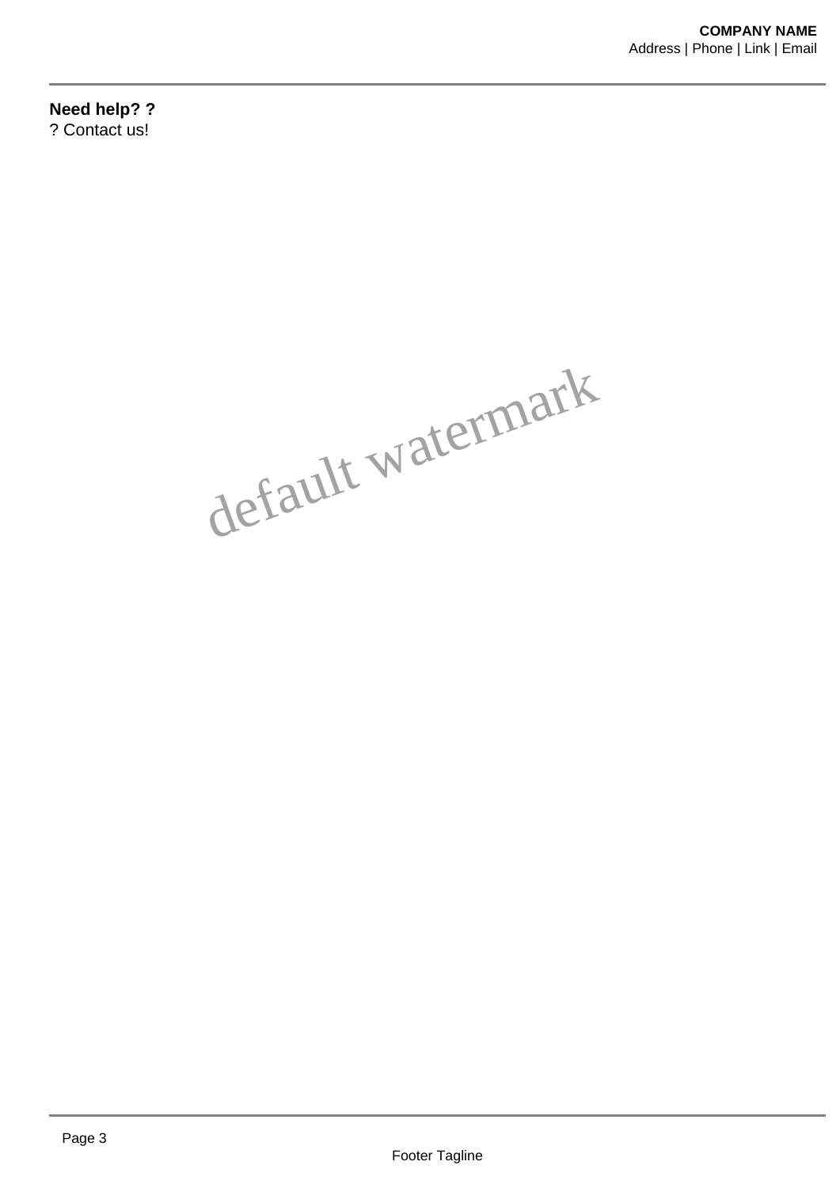**Need help? ?**
? Contact us!